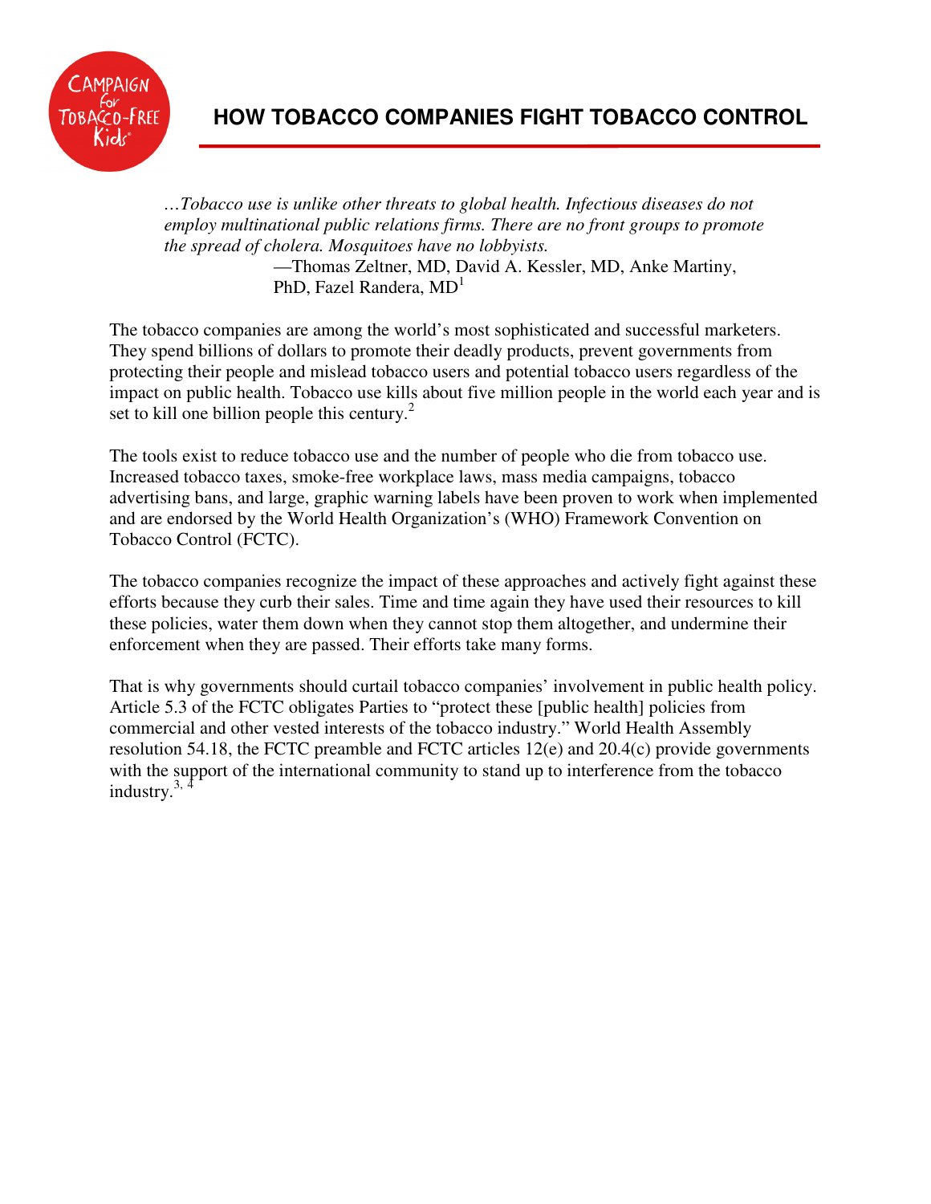# HOW TOBACCO COMPANIES FIGHT TOBACCO CONTROL

> *…Tobacco use is unlike other threats to global health. Infectious diseases do not employ multinational public relations firms. There are no front groups to promote the spread of cholera. Mosquitoes have no lobbyists.*
>
> —Thomas Zeltner, MD, David A. Kessler, MD, Anke Martiny, PhD, Fazel Randera, MD[1]

The tobacco companies are among the world's most sophisticated and successful marketers. They spend billions of dollars to promote their deadly products, prevent governments from protecting their people and mislead tobacco users and potential tobacco users regardless of the impact on public health. Tobacco use kills about five million people in the world each year and is set to kill one billion people this century.[2]

The tools exist to reduce tobacco use and the number of people who die from tobacco use. Increased tobacco taxes, smoke-free workplace laws, mass media campaigns, tobacco advertising bans, and large, graphic warning labels have been proven to work when implemented and are endorsed by the World Health Organization's (WHO) Framework Convention on Tobacco Control (FCTC).

The tobacco companies recognize the impact of these approaches and actively fight against these efforts because they curb their sales. Time and time again they have used their resources to kill these policies, water them down when they cannot stop them altogether, and undermine their enforcement when they are passed. Their efforts take many forms.

That is why governments should curtail tobacco companies' involvement in public health policy. Article 5.3 of the FCTC obligates Parties to "protect these [public health] policies from commercial and other vested interests of the tobacco industry." World Health Assembly resolution 54.18, the FCTC preamble and FCTC articles 12(e) and 20.4(c) provide governments with the support of the international community to stand up to interference from the tobacco industry.[3, 4]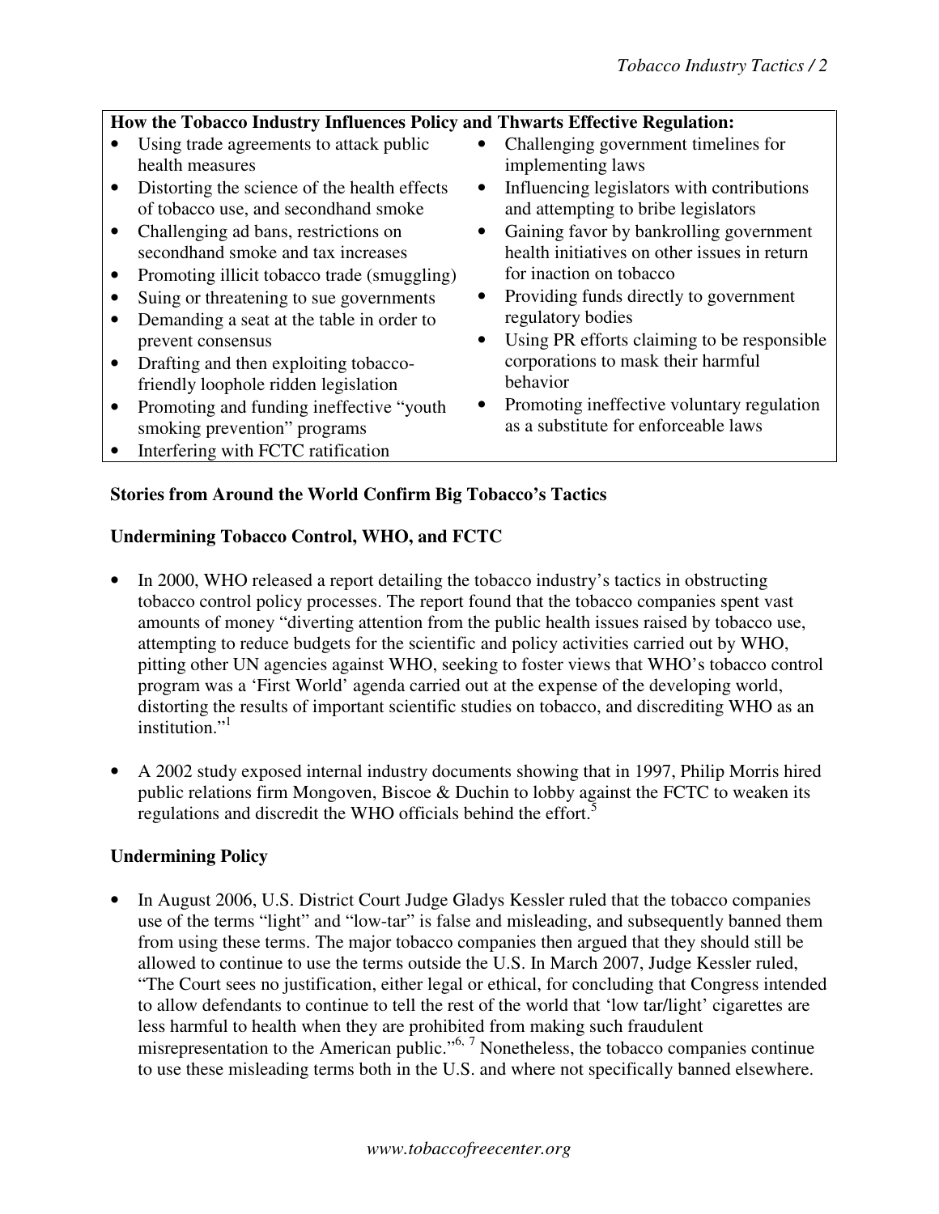**How the Tobacco Industry Influences Policy and Thwarts Effective Regulation:**

- Using trade agreements to attack public health measures
- Distorting the science of the health effects of tobacco use, and secondhand smoke
- Challenging ad bans, restrictions on secondhand smoke and tax increases
- Promoting illicit tobacco trade (smuggling)
- Suing or threatening to sue governments
- Demanding a seat at the table in order to prevent consensus
- Drafting and then exploiting tobacco-friendly loophole ridden legislation
- Promoting and funding ineffective "youth smoking prevention" programs
- Interfering with FCTC ratification
- Challenging government timelines for implementing laws
- Influencing legislators with contributions and attempting to bribe legislators
- Gaining favor by bankrolling government health initiatives on other issues in return for inaction on tobacco
- Providing funds directly to government regulatory bodies
- Using PR efforts claiming to be responsible corporations to mask their harmful behavior
- Promoting ineffective voluntary regulation as a substitute for enforceable laws

**Stories from Around the World Confirm Big Tobacco's Tactics**

**Undermining Tobacco Control, WHO, and FCTC**

- In 2000, WHO released a report detailing the tobacco industry's tactics in obstructing tobacco control policy processes. The report found that the tobacco companies spent vast amounts of money "diverting attention from the public health issues raised by tobacco use, attempting to reduce budgets for the scientific and policy activities carried out by WHO, pitting other UN agencies against WHO, seeking to foster views that WHO's tobacco control program was a 'First World' agenda carried out at the expense of the developing world, distorting the results of important scientific studies on tobacco, and discrediting WHO as an institution."[1]

- A 2002 study exposed internal industry documents showing that in 1997, Philip Morris hired public relations firm Mongoven, Biscoe & Duchin to lobby against the FCTC to weaken its regulations and discredit the WHO officials behind the effort.[5]

**Undermining Policy**

- In August 2006, U.S. District Court Judge Gladys Kessler ruled that the tobacco companies use of the terms "light" and "low-tar" is false and misleading, and subsequently banned them from using these terms. The major tobacco companies then argued that they should still be allowed to continue to use the terms outside the U.S. In March 2007, Judge Kessler ruled, "The Court sees no justification, either legal or ethical, for concluding that Congress intended to allow defendants to continue to tell the rest of the world that 'low tar/light' cigarettes are less harmful to health when they are prohibited from making such fraudulent misrepresentation to the American public."[6, 7] Nonetheless, the tobacco companies continue to use these misleading terms both in the U.S. and where not specifically banned elsewhere.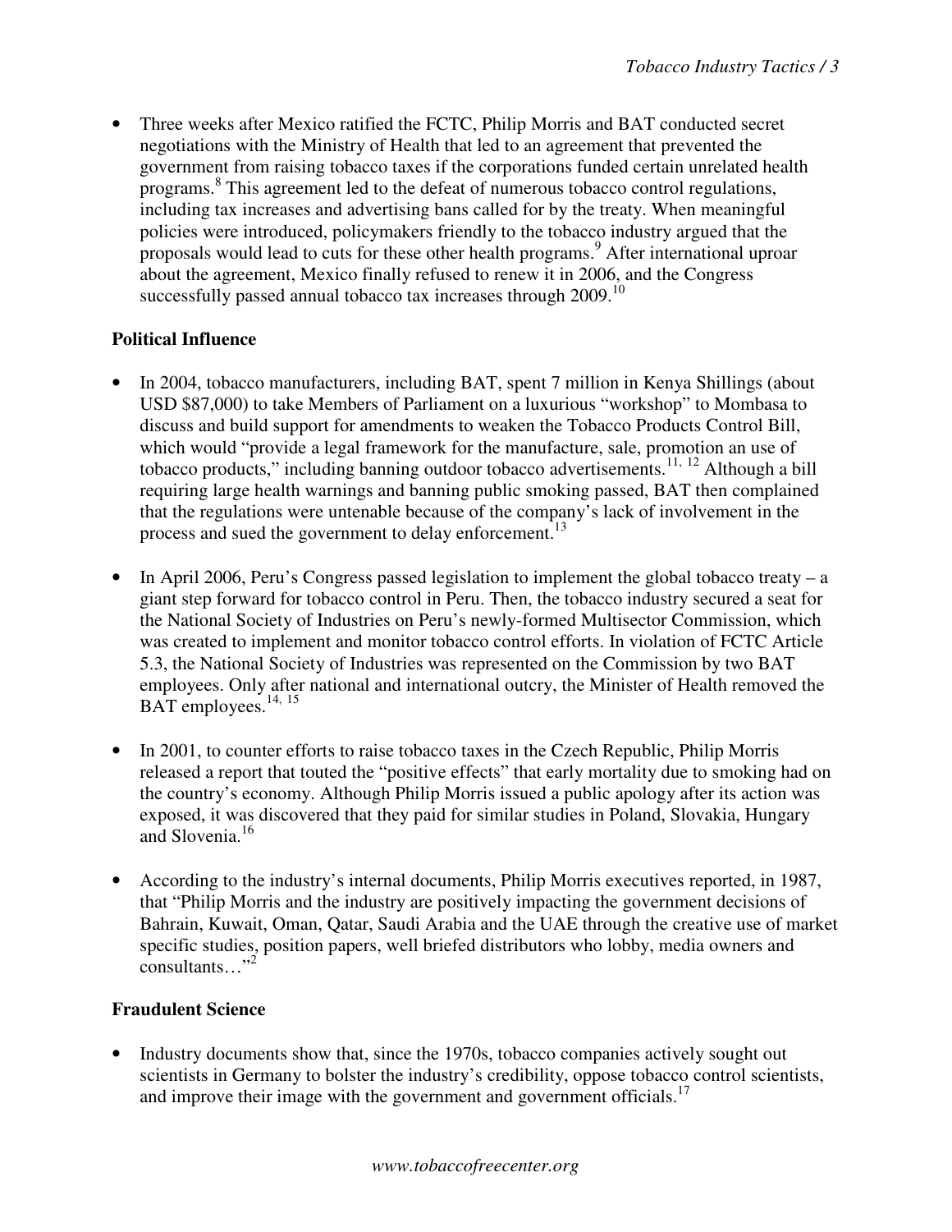- Three weeks after Mexico ratified the FCTC, Philip Morris and BAT conducted secret negotiations with the Ministry of Health that led to an agreement that prevented the government from raising tobacco taxes if the corporations funded certain unrelated health programs.[8] This agreement led to the defeat of numerous tobacco control regulations, including tax increases and advertising bans called for by the treaty. When meaningful policies were introduced, policymakers friendly to the tobacco industry argued that the proposals would lead to cuts for these other health programs.[9] After international uproar about the agreement, Mexico finally refused to renew it in 2006, and the Congress successfully passed annual tobacco tax increases through 2009.[10]

**Political Influence**

- In 2004, tobacco manufacturers, including BAT, spent 7 million in Kenya Shillings (about USD $87,000) to take Members of Parliament on a luxurious "workshop" to Mombasa to discuss and build support for amendments to weaken the Tobacco Products Control Bill, which would "provide a legal framework for the manufacture, sale, promotion an use of tobacco products," including banning outdoor tobacco advertisements.[11, 12] Although a bill requiring large health warnings and banning public smoking passed, BAT then complained that the regulations were untenable because of the company's lack of involvement in the process and sued the government to delay enforcement.[13]

- In April 2006, Peru's Congress passed legislation to implement the global tobacco treaty – a giant step forward for tobacco control in Peru. Then, the tobacco industry secured a seat for the National Society of Industries on Peru's newly-formed Multisector Commission, which was created to implement and monitor tobacco control efforts. In violation of FCTC Article 5.3, the National Society of Industries was represented on the Commission by two BAT employees. Only after national and international outcry, the Minister of Health removed the BAT employees.[14, 15]

- In 2001, to counter efforts to raise tobacco taxes in the Czech Republic, Philip Morris released a report that touted the "positive effects" that early mortality due to smoking had on the country's economy. Although Philip Morris issued a public apology after its action was exposed, it was discovered that they paid for similar studies in Poland, Slovakia, Hungary and Slovenia.[16]

- According to the industry's internal documents, Philip Morris executives reported, in 1987, that "Philip Morris and the industry are positively impacting the government decisions of Bahrain, Kuwait, Oman, Qatar, Saudi Arabia and the UAE through the creative use of market specific studies, position papers, well briefed distributors who lobby, media owners and consultants…"[2]

**Fraudulent Science**

- Industry documents show that, since the 1970s, tobacco companies actively sought out scientists in Germany to bolster the industry's credibility, oppose tobacco control scientists, and improve their image with the government and government officials.[17]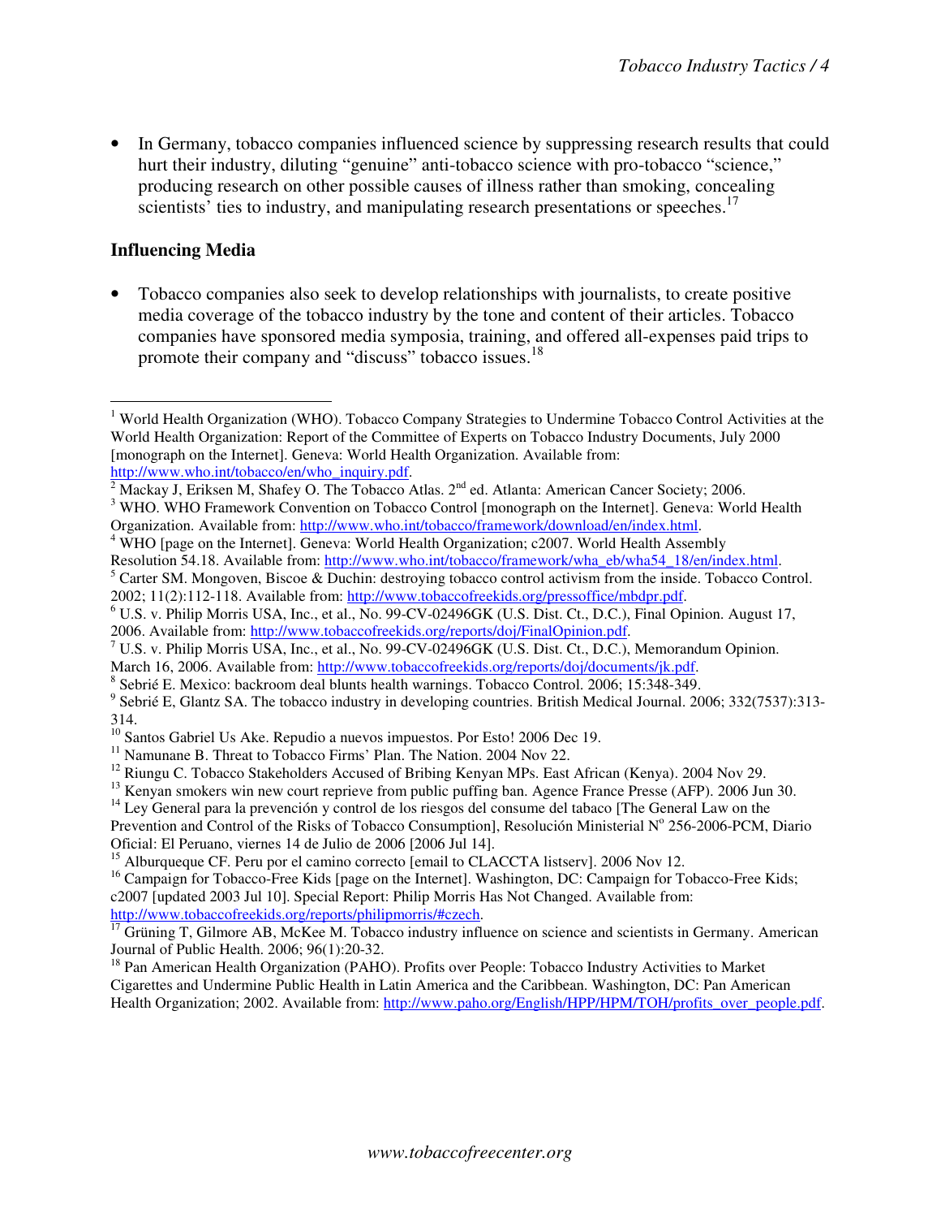- In Germany, tobacco companies influenced science by suppressing research results that could hurt their industry, diluting "genuine" anti-tobacco science with pro-tobacco "science," producing research on other possible causes of illness rather than smoking, concealing scientists' ties to industry, and manipulating research presentations or speeches.[17]

### Influencing Media

- Tobacco companies also seek to develop relationships with journalists, to create positive media coverage of the tobacco industry by the tone and content of their articles. Tobacco companies have sponsored media symposia, training, and offered all-expenses paid trips to promote their company and "discuss" tobacco issues.[18]

---

[1] World Health Organization (WHO). Tobacco Company Strategies to Undermine Tobacco Control Activities at the World Health Organization: Report of the Committee of Experts on Tobacco Industry Documents, July 2000 [monograph on the Internet]. Geneva: World Health Organization. Available from: http://www.who.int/tobacco/en/who_inquiry.pdf.

[2] Mackay J, Eriksen M, Shafey O. The Tobacco Atlas. 2nd ed. Atlanta: American Cancer Society; 2006.

[3] WHO. WHO Framework Convention on Tobacco Control [monograph on the Internet]. Geneva: World Health Organization. Available from: http://www.who.int/tobacco/framework/download/en/index.html.

[4] WHO [page on the Internet]. Geneva: World Health Organization; c2007. World Health Assembly Resolution 54.18. Available from: http://www.who.int/tobacco/framework/wha_eb/wha54_18/en/index.html.

[5] Carter SM. Mongoven, Biscoe & Duchin: destroying tobacco control activism from the inside. Tobacco Control. 2002; 11(2):112-118. Available from: http://www.tobaccofreekids.org/pressoffice/mbdpr.pdf.

[6] U.S. v. Philip Morris USA, Inc., et al., No. 99-CV-02496GK (U.S. Dist. Ct., D.C.), Final Opinion. August 17, 2006. Available from: http://www.tobaccofreekids.org/reports/doj/FinalOpinion.pdf.

[7] U.S. v. Philip Morris USA, Inc., et al., No. 99-CV-02496GK (U.S. Dist. Ct., D.C.), Memorandum Opinion. March 16, 2006. Available from: http://www.tobaccofreekids.org/reports/doj/documents/jk.pdf.

[8] Sebrié E. Mexico: backroom deal blunts health warnings. Tobacco Control. 2006; 15:348-349.

[9] Sebrié E, Glantz SA. The tobacco industry in developing countries. British Medical Journal. 2006; 332(7537):313-314.

[10] Santos Gabriel Us Ake. Repudio a nuevos impuestos. Por Esto! 2006 Dec 19.

[11] Namunane B. Threat to Tobacco Firms' Plan. The Nation. 2004 Nov 22.

[12] Riungu C. Tobacco Stakeholders Accused of Bribing Kenyan MPs. East African (Kenya). 2004 Nov 29.

[13] Kenyan smokers win new court reprieve from public puffing ban. Agence France Presse (AFP). 2006 Jun 30.

[14] Ley General para la prevención y control de los riesgos del consume del tabaco [The General Law on the Prevention and Control of the Risks of Tobacco Consumption], Resolución Ministerial N° 256-2006-PCM, Diario Oficial: El Peruano, viernes 14 de Julio de 2006 [2006 Jul 14].

[15] Alburqueque CF. Peru por el camino correcto [email to CLACCTA listserv]. 2006 Nov 12.

[16] Campaign for Tobacco-Free Kids [page on the Internet]. Washington, DC: Campaign for Tobacco-Free Kids; c2007 [updated 2003 Jul 10]. Special Report: Philip Morris Has Not Changed. Available from: http://www.tobaccofreekids.org/reports/philipmorris/#czech.

[17] Grüning T, Gilmore AB, McKee M. Tobacco industry influence on science and scientists in Germany. American Journal of Public Health. 2006; 96(1):20-32.

[18] Pan American Health Organization (PAHO). Profits over People: Tobacco Industry Activities to Market Cigarettes and Undermine Public Health in Latin America and the Caribbean. Washington, DC: Pan American Health Organization; 2002. Available from: http://www.paho.org/English/HPP/HPM/TOH/profits_over_people.pdf.